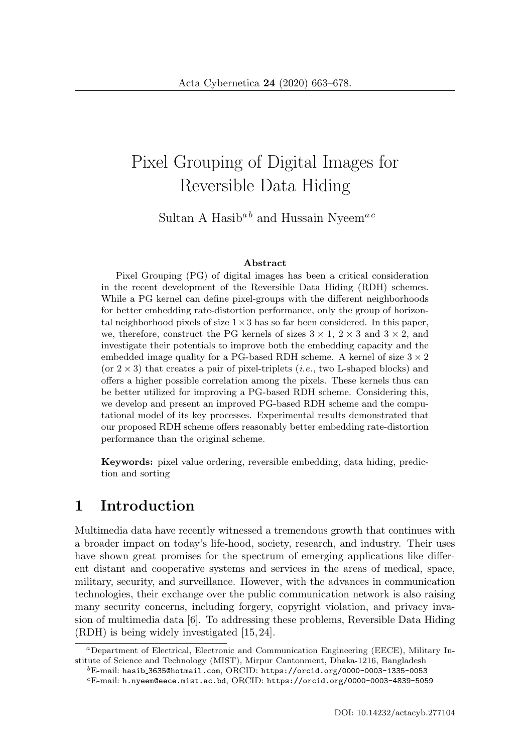# Pixel Grouping of Digital Images for Reversible Data Hiding

Sultan A Hasib[a b] and Hussain Nyeem[a c]

### Abstract

Pixel Grouping (PG) of digital images has been a critical consideration in the recent development of the Reversible Data Hiding (RDH) schemes. While a PG kernel can define pixel-groups with the different neighborhoods for better embedding rate-distortion performance, only the group of horizontal neighborhood pixels of size $1 \times 3$ has so far been considered. In this paper, we, therefore, construct the PG kernels of sizes $3 \times 1$, $2 \times 3$ and $3 \times 2$, and investigate their potentials to improve both the embedding capacity and the embedded image quality for a PG-based RDH scheme. A kernel of size $3 \times 2$ (or $2 \times 3$) that creates a pair of pixel-triplets (*i.e.*, two L-shaped blocks) and offers a higher possible correlation among the pixels. These kernels thus can be better utilized for improving a PG-based RDH scheme. Considering this, we develop and present an improved PG-based RDH scheme and the computational model of its key processes. Experimental results demonstrated that our proposed RDH scheme offers reasonably better embedding rate-distortion performance than the original scheme.

**Keywords:** pixel value ordering, reversible embedding, data hiding, prediction and sorting

## 1 Introduction

Multimedia data have recently witnessed a tremendous growth that continues with a broader impact on today's life-hood, society, research, and industry. Their uses have shown great promises for the spectrum of emerging applications like different distant and cooperative systems and services in the areas of medical, space, military, security, and surveillance. However, with the advances in communication technologies, their exchange over the public communication network is also raising many security concerns, including forgery, copyright violation, and privacy invasion of multimedia data [6]. To addressing these problems, Reversible Data Hiding (RDH) is being widely investigated [15, 24].

---

[a] Department of Electrical, Electronic and Communication Engineering (EECE), Military Institute of Science and Technology (MIST), Mirpur Cantonment, Dhaka-1216, Bangladesh

[b] E-mail: hasib_3635@hotmail.com, ORCID: https://orcid.org/0000-0003-1335-0053

[c] E-mail: h.nyeem@eece.mist.ac.bd, ORCID: https://orcid.org/0000-0003-4839-5059

DOI: 10.14232/actacyb.277104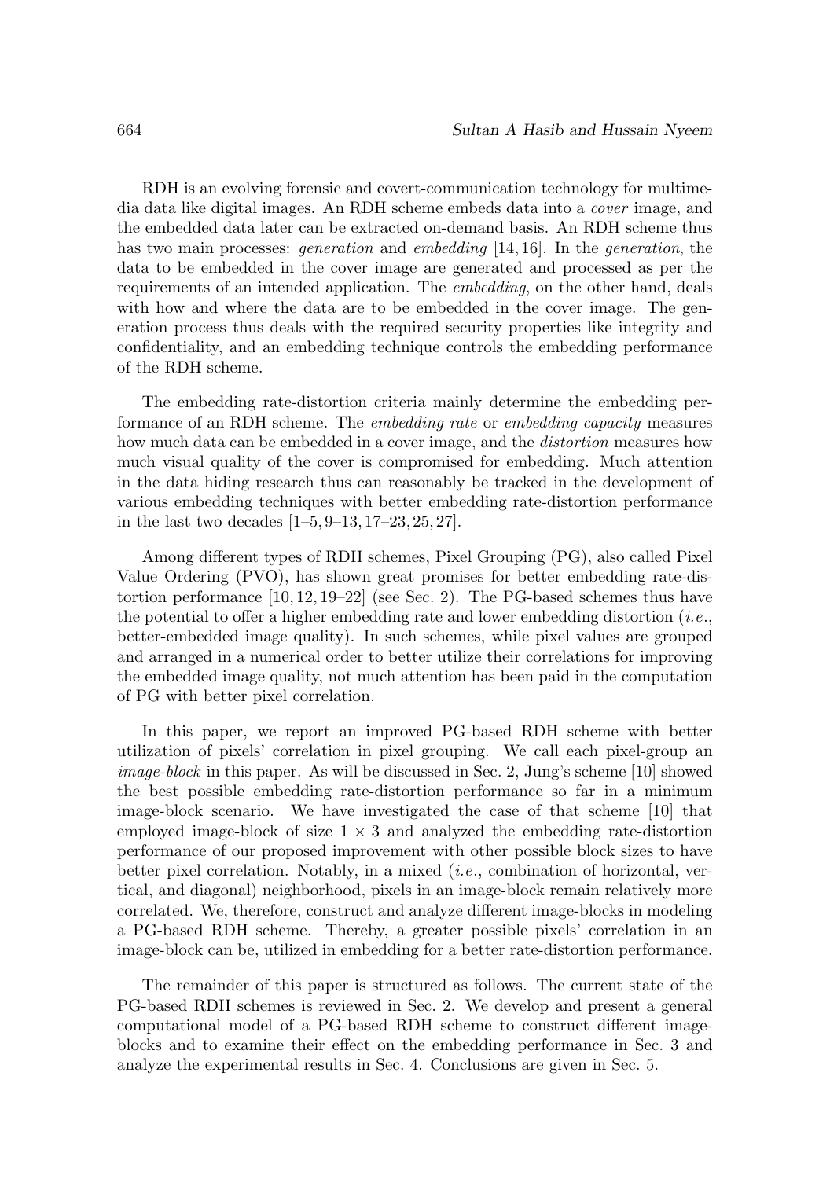RDH is an evolving forensic and covert-communication technology for multimedia data like digital images. An RDH scheme embeds data into a *cover* image, and the embedded data later can be extracted on-demand basis. An RDH scheme thus has two main processes: *generation* and *embedding* [14, 16]. In the *generation*, the data to be embedded in the cover image are generated and processed as per the requirements of an intended application. The *embedding*, on the other hand, deals with how and where the data are to be embedded in the cover image. The generation process thus deals with the required security properties like integrity and confidentiality, and an embedding technique controls the embedding performance of the RDH scheme.

The embedding rate-distortion criteria mainly determine the embedding performance of an RDH scheme. The *embedding rate* or *embedding capacity* measures how much data can be embedded in a cover image, and the *distortion* measures how much visual quality of the cover is compromised for embedding. Much attention in the data hiding research thus can reasonably be tracked in the development of various embedding techniques with better embedding rate-distortion performance in the last two decades [1–5, 9–13, 17–23, 25, 27].

Among different types of RDH schemes, Pixel Grouping (PG), also called Pixel Value Ordering (PVO), has shown great promises for better embedding rate-distortion performance [10, 12, 19–22] (see Sec. 2). The PG-based schemes thus have the potential to offer a higher embedding rate and lower embedding distortion (*i.e.*, better-embedded image quality). In such schemes, while pixel values are grouped and arranged in a numerical order to better utilize their correlations for improving the embedded image quality, not much attention has been paid in the computation of PG with better pixel correlation.

In this paper, we report an improved PG-based RDH scheme with better utilization of pixels' correlation in pixel grouping. We call each pixel-group an *image-block* in this paper. As will be discussed in Sec. 2, Jung's scheme [10] showed the best possible embedding rate-distortion performance so far in a minimum image-block scenario. We have investigated the case of that scheme [10] that employed image-block of size $1 \times 3$ and analyzed the embedding rate-distortion performance of our proposed improvement with other possible block sizes to have better pixel correlation. Notably, in a mixed (*i.e.*, combination of horizontal, vertical, and diagonal) neighborhood, pixels in an image-block remain relatively more correlated. We, therefore, construct and analyze different image-blocks in modeling a PG-based RDH scheme. Thereby, a greater possible pixels' correlation in an image-block can be, utilized in embedding for a better rate-distortion performance.

The remainder of this paper is structured as follows. The current state of the PG-based RDH schemes is reviewed in Sec. 2. We develop and present a general computational model of a PG-based RDH scheme to construct different image-blocks and to examine their effect on the embedding performance in Sec. 3 and analyze the experimental results in Sec. 4. Conclusions are given in Sec. 5.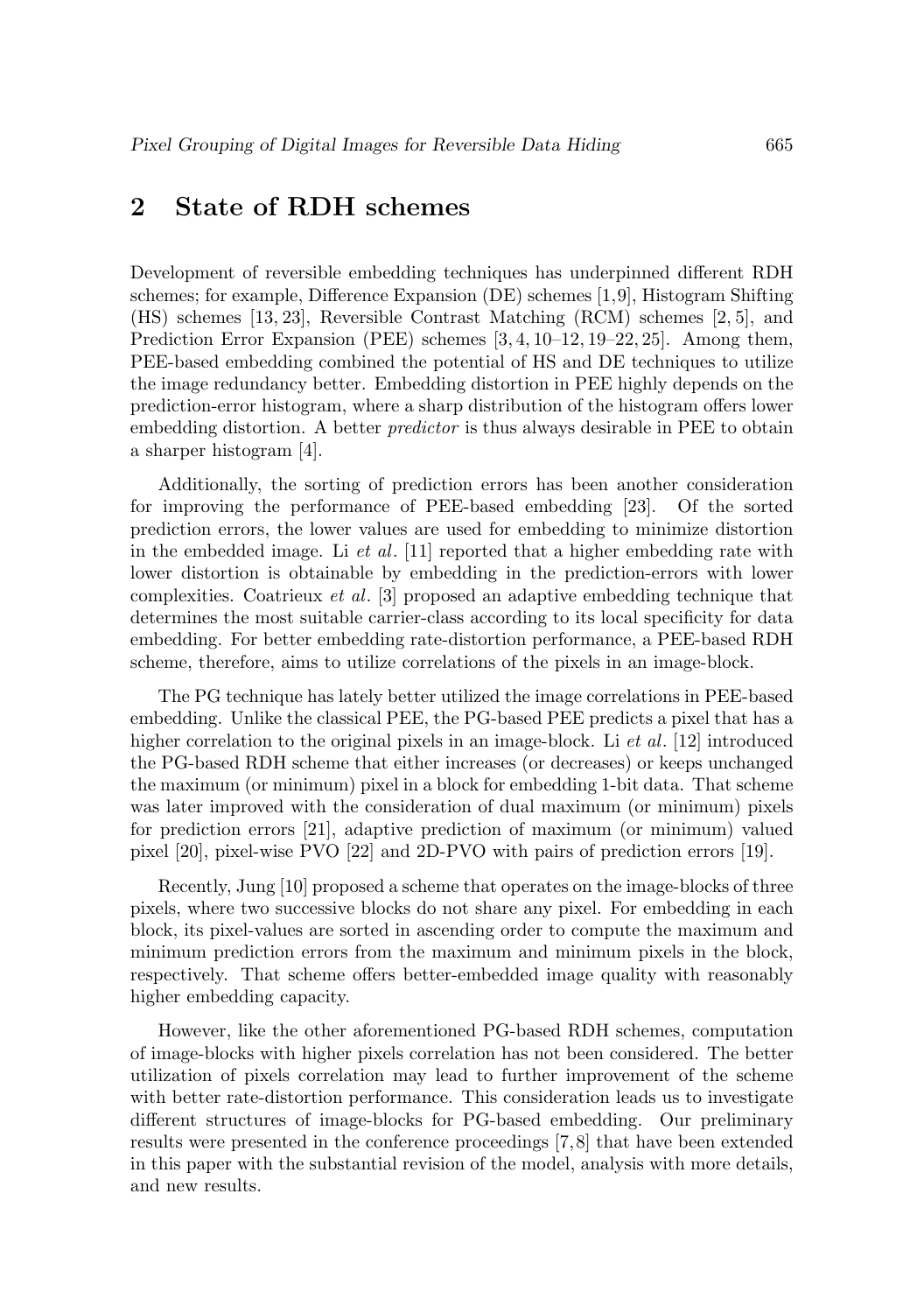## 2 State of RDH schemes

Development of reversible embedding techniques has underpinned different RDH schemes; for example, Difference Expansion (DE) schemes [1,9], Histogram Shifting (HS) schemes [13, 23], Reversible Contrast Matching (RCM) schemes [2, 5], and Prediction Error Expansion (PEE) schemes [3, 4, 10–12, 19–22, 25]. Among them, PEE-based embedding combined the potential of HS and DE techniques to utilize the image redundancy better. Embedding distortion in PEE highly depends on the prediction-error histogram, where a sharp distribution of the histogram offers lower embedding distortion. A better *predictor* is thus always desirable in PEE to obtain a sharper histogram [4].

Additionally, the sorting of prediction errors has been another consideration for improving the performance of PEE-based embedding [23]. Of the sorted prediction errors, the lower values are used for embedding to minimize distortion in the embedded image. Li *et al*. [11] reported that a higher embedding rate with lower distortion is obtainable by embedding in the prediction-errors with lower complexities. Coatrieux *et al*. [3] proposed an adaptive embedding technique that determines the most suitable carrier-class according to its local specificity for data embedding. For better embedding rate-distortion performance, a PEE-based RDH scheme, therefore, aims to utilize correlations of the pixels in an image-block.

The PG technique has lately better utilized the image correlations in PEE-based embedding. Unlike the classical PEE, the PG-based PEE predicts a pixel that has a higher correlation to the original pixels in an image-block. Li *et al*. [12] introduced the PG-based RDH scheme that either increases (or decreases) or keeps unchanged the maximum (or minimum) pixel in a block for embedding 1-bit data. That scheme was later improved with the consideration of dual maximum (or minimum) pixels for prediction errors [21], adaptive prediction of maximum (or minimum) valued pixel [20], pixel-wise PVO [22] and 2D-PVO with pairs of prediction errors [19].

Recently, Jung [10] proposed a scheme that operates on the image-blocks of three pixels, where two successive blocks do not share any pixel. For embedding in each block, its pixel-values are sorted in ascending order to compute the maximum and minimum prediction errors from the maximum and minimum pixels in the block, respectively. That scheme offers better-embedded image quality with reasonably higher embedding capacity.

However, like the other aforementioned PG-based RDH schemes, computation of image-blocks with higher pixels correlation has not been considered. The better utilization of pixels correlation may lead to further improvement of the scheme with better rate-distortion performance. This consideration leads us to investigate different structures of image-blocks for PG-based embedding. Our preliminary results were presented in the conference proceedings [7, 8] that have been extended in this paper with the substantial revision of the model, analysis with more details, and new results.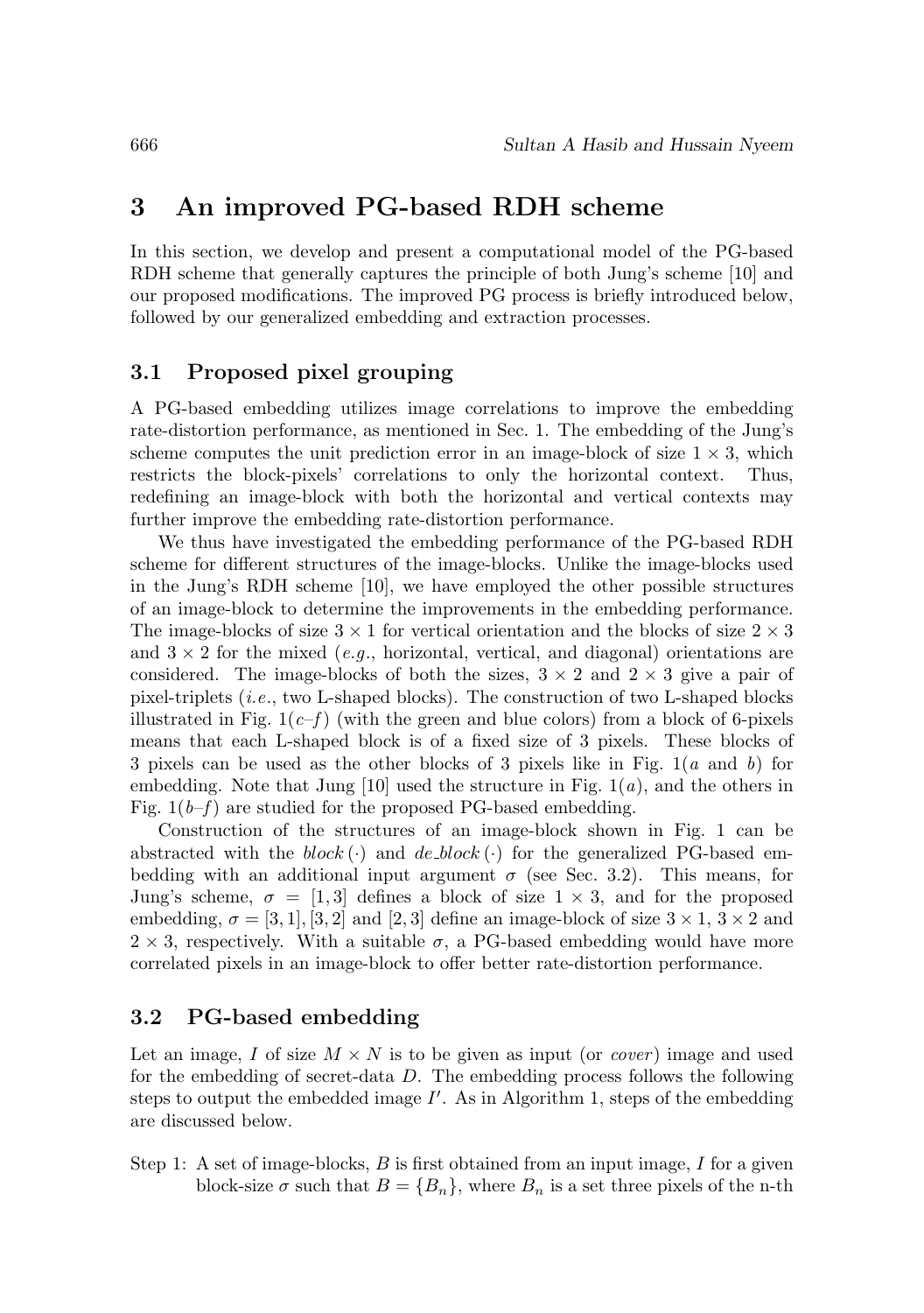# 3 An improved PG-based RDH scheme

In this section, we develop and present a computational model of the PG-based RDH scheme that generally captures the principle of both Jung's scheme [10] and our proposed modifications. The improved PG process is briefly introduced below, followed by our generalized embedding and extraction processes.

## 3.1 Proposed pixel grouping

A PG-based embedding utilizes image correlations to improve the embedding rate-distortion performance, as mentioned in Sec. 1. The embedding of the Jung's scheme computes the unit prediction error in an image-block of size $1 \times 3$, which restricts the block-pixels' correlations to only the horizontal context. Thus, redefining an image-block with both the horizontal and vertical contexts may further improve the embedding rate-distortion performance.

We thus have investigated the embedding performance of the PG-based RDH scheme for different structures of the image-blocks. Unlike the image-blocks used in the Jung's RDH scheme [10], we have employed the other possible structures of an image-block to determine the improvements in the embedding performance. The image-blocks of size $3 \times 1$ for vertical orientation and the blocks of size $2 \times 3$ and $3 \times 2$ for the mixed (*e.g.*, horizontal, vertical, and diagonal) orientations are considered. The image-blocks of both the sizes, $3 \times 2$ and $2 \times 3$ give a pair of pixel-triplets (*i.e.*, two L-shaped blocks). The construction of two L-shaped blocks illustrated in Fig. 1($c$–$f$) (with the green and blue colors) from a block of 6-pixels means that each L-shaped block is of a fixed size of 3 pixels. These blocks of 3 pixels can be used as the other blocks of 3 pixels like in Fig. 1($a$ and $b$) for embedding. Note that Jung [10] used the structure in Fig. 1($a$), and the others in Fig. 1($b$–$f$) are studied for the proposed PG-based embedding.

Construction of the structures of an image-block shown in Fig. 1 can be abstracted with the $block(\cdot)$ and $de\_block(\cdot)$ for the generalized PG-based embedding with an additional input argument $\sigma$ (see Sec. 3.2). This means, for Jung's scheme, $\sigma = [1, 3]$ defines a block of size $1 \times 3$, and for the proposed embedding, $\sigma = [3, 1], [3, 2]$ and $[2, 3]$ define an image-block of size $3 \times 1$, $3 \times 2$ and $2 \times 3$, respectively. With a suitable $\sigma$, a PG-based embedding would have more correlated pixels in an image-block to offer better rate-distortion performance.

## 3.2 PG-based embedding

Let an image, $I$ of size $M \times N$ is to be given as input (or *cover*) image and used for the embedding of secret-data $D$. The embedding process follows the following steps to output the embedded image $I'$. As in Algorithm 1, steps of the embedding are discussed below.

Step 1: A set of image-blocks, $B$ is first obtained from an input image, $I$ for a given block-size $\sigma$ such that $B = \{B_n\}$, where $B_n$ is a set three pixels of the n-th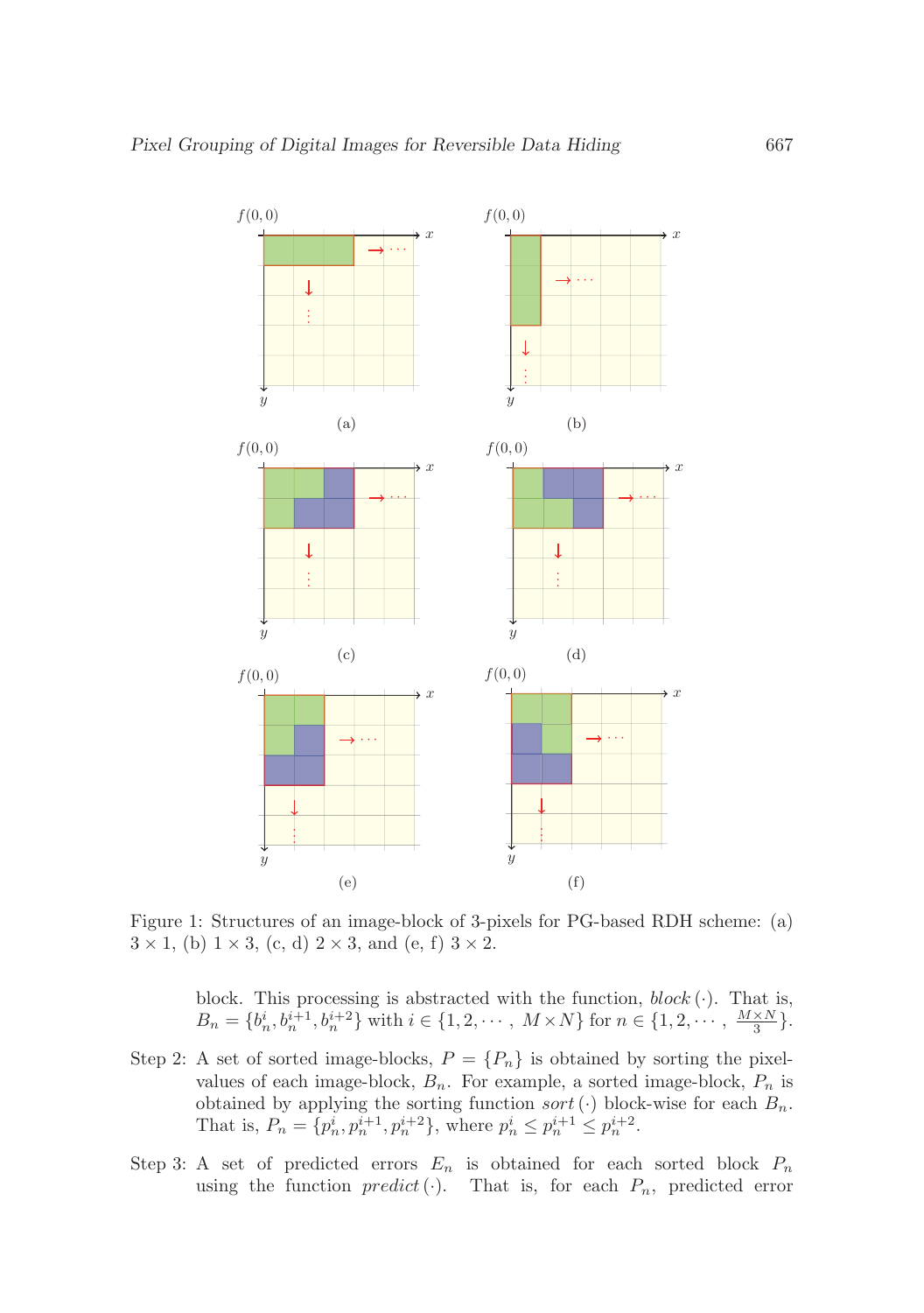Figure 1: Structures of an image-block of 3-pixels for PG-based RDH scheme: (a) $3 \times 1$, (b) $1 \times 3$, (c, d) $2 \times 3$, and (e, f) $3 \times 2$.

block. This processing is abstracted with the function, $block(\cdot)$. That is, $B_n = \{b_n^i, b_n^{i+1}, b_n^{i+2}\}$ with $i \in \{1, 2, \cdots, M \times N\}$ for $n \in \{1, 2, \cdots, \frac{M \times N}{3}\}$.

Step 2: A set of sorted image-blocks, $P = \{P_n\}$ is obtained by sorting the pixel-values of each image-block, $B_n$. For example, a sorted image-block, $P_n$ is obtained by applying the sorting function $sort(\cdot)$ block-wise for each $B_n$. That is, $P_n = \{p_n^i, p_n^{i+1}, p_n^{i+2}\}$, where $p_n^i \leq p_n^{i+1} \leq p_n^{i+2}$.

Step 3: A set of predicted errors $E_n$ is obtained for each sorted block $P_n$ using the function $predict(\cdot)$. That is, for each $P_n$, predicted error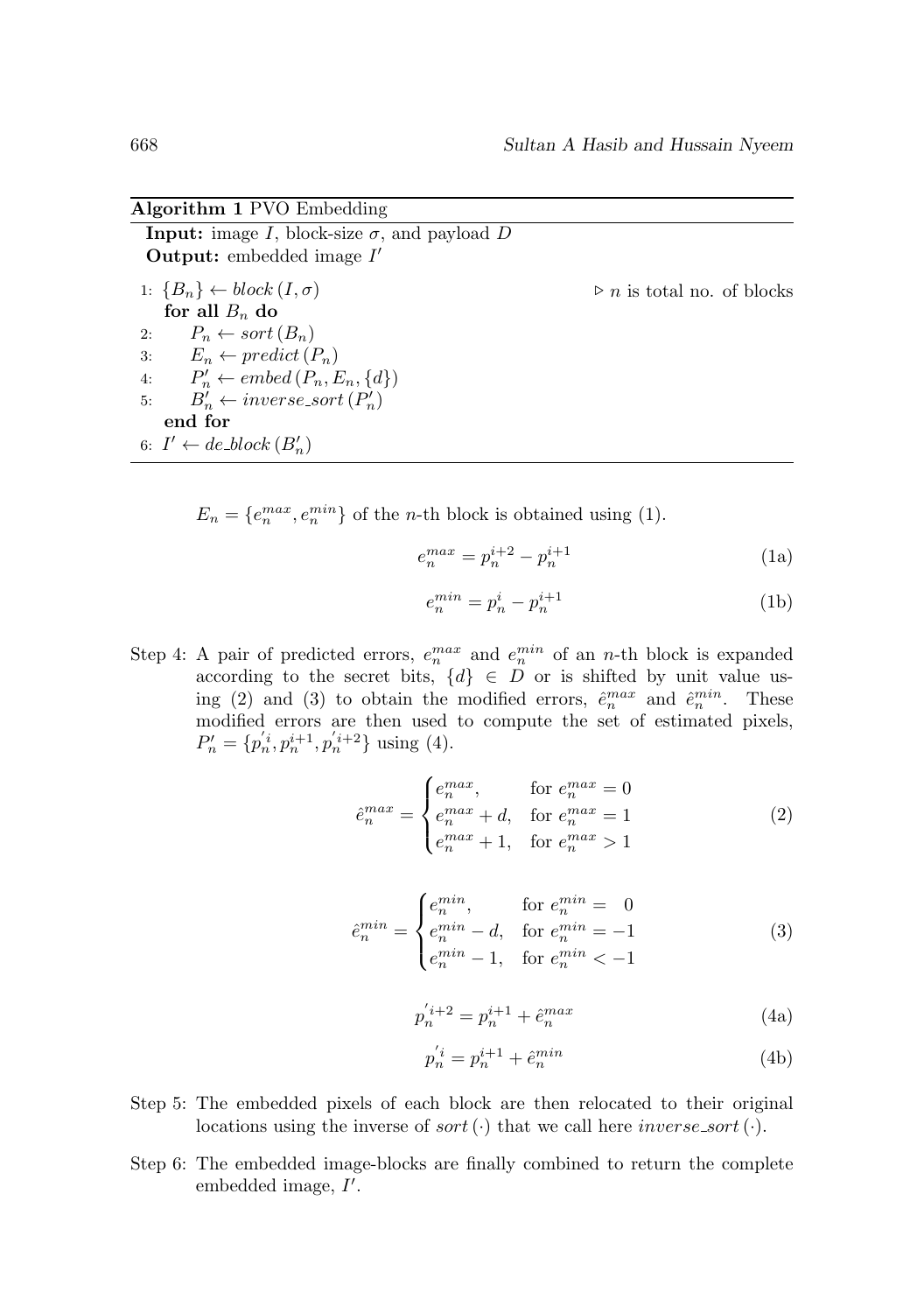**Algorithm 1** PVO Embedding

**Input:** image $I$, block-size $\sigma$, and payload $D$
**Output:** embedded image $I'$

```
1: {B_n} ← block(I, σ)                    ▷ n is total no. of blocks
   for all B_n do
2:     P_n ← sort(B_n)
3:     E_n ← predict(P_n)
4:     P'_n ← embed(P_n, E_n, {d})
5:     B'_n ← inverse_sort(P'_n)
   end for
6: I' ← de_block(B'_n)
```

$E_n = \{e_n^{max}, e_n^{min}\}$ of the $n$-th block is obtained using (1).

$$e_n^{max} = p_n^{i+2} - p_n^{i+1} \tag{1a}$$

$$e_n^{min} = p_n^{i} - p_n^{i+1} \tag{1b}$$

Step 4: A pair of predicted errors, $e_n^{max}$ and $e_n^{min}$ of an $n$-th block is expanded according to the secret bits, $\{d\} \in D$ or is shifted by unit value using (2) and (3) to obtain the modified errors, $\hat{e}_n^{max}$ and $\hat{e}_n^{min}$. These modified errors are then used to compute the set of estimated pixels, $P_n' = \{p_n^{'i}, p_n^{i+1}, p_n^{'i+2}\}$ using (4).

$$\hat{e}_n^{max} = \begin{cases} e_n^{max}, & \text{for } e_n^{max} = 0 \\ e_n^{max} + d, & \text{for } e_n^{max} = 1 \\ e_n^{max} + 1, & \text{for } e_n^{max} > 1 \end{cases} \tag{2}$$

$$\hat{e}_n^{min} = \begin{cases} e_n^{min}, & \text{for } e_n^{min} = \phantom{-}0 \\ e_n^{min} - d, & \text{for } e_n^{min} = -1 \\ e_n^{min} - 1, & \text{for } e_n^{min} < -1 \end{cases} \tag{3}$$

$$p_n^{'i+2} = p_n^{i+1} + \hat{e}_n^{max} \tag{4a}$$

$$p_n^{'i} = p_n^{i+1} + \hat{e}_n^{min} \tag{4b}$$

Step 5: The embedded pixels of each block are then relocated to their original locations using the inverse of $sort(\cdot)$ that we call here $inverse\_sort(\cdot)$.

Step 6: The embedded image-blocks are finally combined to return the complete embedded image, $I'$.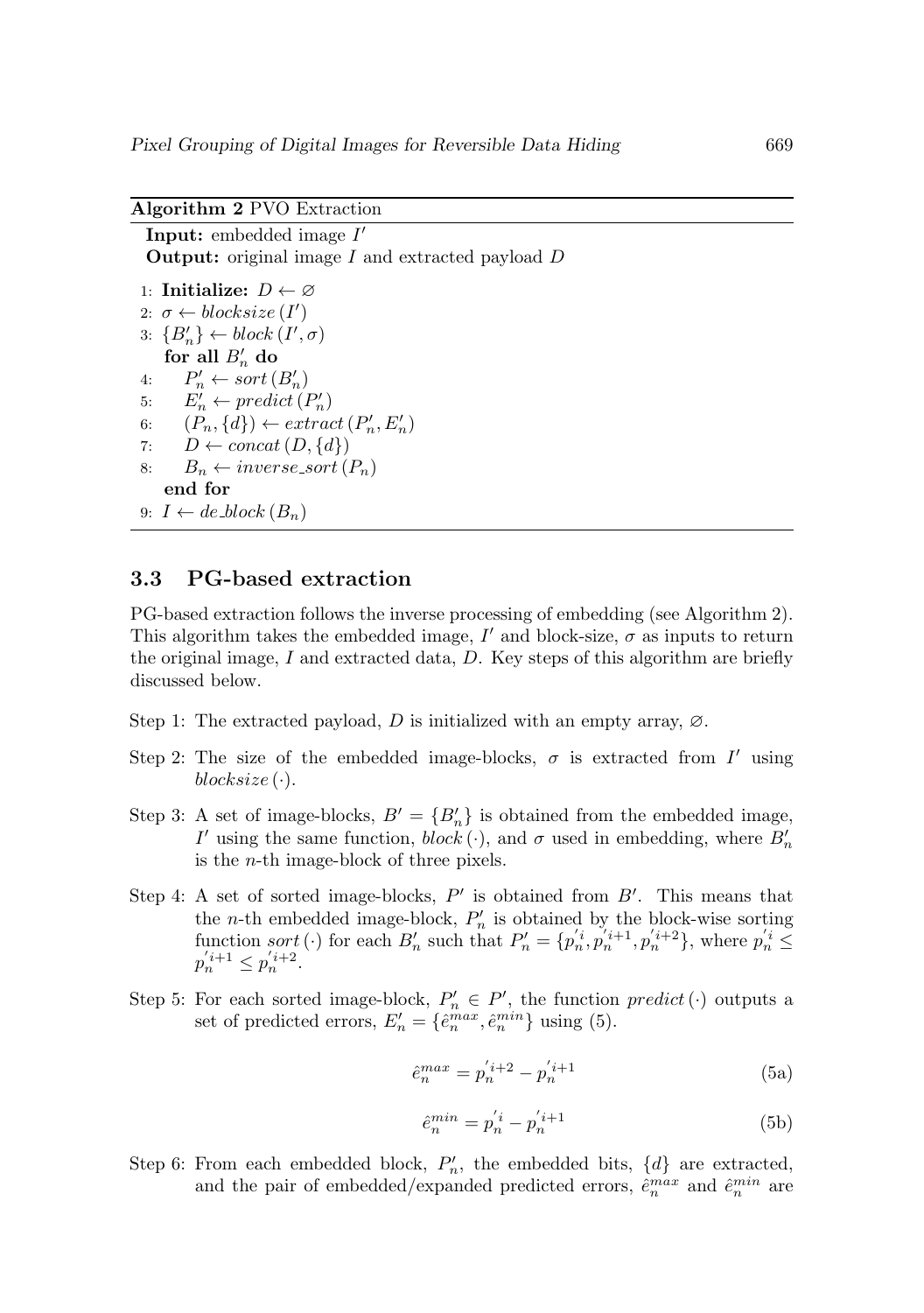**Algorithm 2** PVO Extraction

```
Input: embedded image I'
Output: original image I and extracted payload D
1: Initialize: D ← ∅
2: σ ← blocksize(I')
3: {B'_n} ← block(I', σ)
   for all B'_n do
4:    P'_n ← sort(B'_n)
5:    E'_n ← predict(P'_n)
6:    (P_n, {d}) ← extract(P'_n, E'_n)
7:    D ← concat(D, {d})
8:    B_n ← inverse_sort(P_n)
   end for
9: I ← de_block(B_n)
```

### 3.3 PG-based extraction

PG-based extraction follows the inverse processing of embedding (see Algorithm 2). This algorithm takes the embedded image, $I'$ and block-size, $\sigma$ as inputs to return the original image, $I$ and extracted data, $D$. Key steps of this algorithm are briefly discussed below.

Step 1: The extracted payload, $D$ is initialized with an empty array, $\varnothing$.

Step 2: The size of the embedded image-blocks, $\sigma$ is extracted from $I'$ using $blocksize(\cdot)$.

Step 3: A set of image-blocks, $B' = \{B'_n\}$ is obtained from the embedded image, $I'$ using the same function, $block(\cdot)$, and $\sigma$ used in embedding, where $B'_n$ is the $n$-th image-block of three pixels.

Step 4: A set of sorted image-blocks, $P'$ is obtained from $B'$. This means that the $n$-th embedded image-block, $P'_n$ is obtained by the block-wise sorting function $sort(\cdot)$ for each $B'_n$ such that $P'_n = \{p_n^{'i}, p_n^{'i+1}, p_n^{'i+2}\}$, where $p_n^{'i} \leq p_n^{'i+1} \leq p_n^{'i+2}$.

Step 5: For each sorted image-block, $P'_n \in P'$, the function $predict(\cdot)$ outputs a set of predicted errors, $E'_n = \{\hat{e}_n^{max}, \hat{e}_n^{min}\}$ using (5).

$$\hat{e}_n^{max} = p_n^{'i+2} - p_n^{'i+1} \tag{5a}$$

$$\hat{e}_n^{min} = p_n^{'i} - p_n^{'i+1} \tag{5b}$$

Step 6: From each embedded block, $P'_n$, the embedded bits, $\{d\}$ are extracted, and the pair of embedded/expanded predicted errors, $\hat{e}_n^{max}$ and $\hat{e}_n^{min}$ are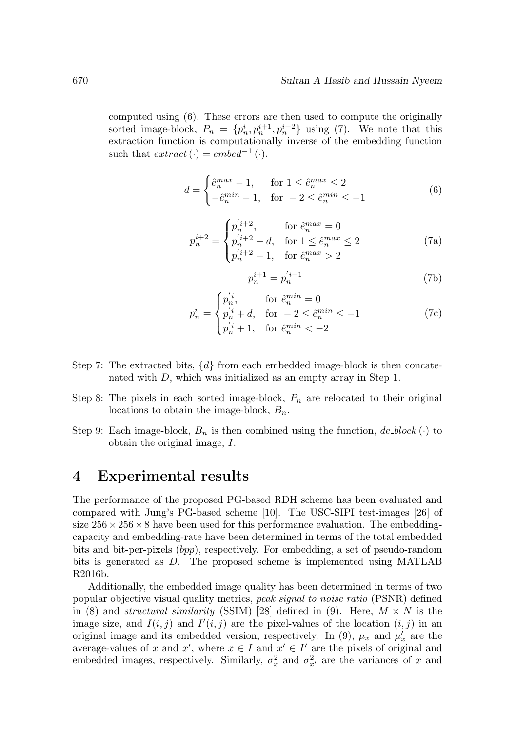computed using (6). These errors are then used to compute the originally sorted image-block, $P_n = \{p_n^i, p_n^{i+1}, p_n^{i+2}\}$ using (7). We note that this extraction function is computationally inverse of the embedding function such that $extract(\cdot) = embed^{-1}(\cdot)$.

$$d = \begin{cases} \hat{e}_n^{max} - 1, & \text{for } 1 \leq \hat{e}_n^{max} \leq 2 \\ -\hat{e}_n^{min} - 1, & \text{for } -2 \leq \hat{e}_n^{min} \leq -1 \end{cases} \tag{6}$$

$$p_n^{i+2} = \begin{cases} p_n^{'i+2}, & \text{for } \hat{e}_n^{max} = 0 \\ p_n^{'i+2} - d, & \text{for } 1 \leq \hat{e}_n^{max} \leq 2 \\ p_n^{'i+2} - 1, & \text{for } \hat{e}_n^{max} > 2 \end{cases} \tag{7a}$$

$$p_n^{i+1} = p_n^{'i+1} \tag{7b}$$

$$p_n^{i} = \begin{cases} p_n^{'i}, & \text{for } \hat{e}_n^{min} = 0 \\ p_n^{'i} + d, & \text{for } -2 \leq \hat{e}_n^{min} \leq -1 \\ p_n^{'i} + 1, & \text{for } \hat{e}_n^{min} < -2 \end{cases} \tag{7c}$$

Step 7: The extracted bits, $\{d\}$ from each embedded image-block is then concatenated with $D$, which was initialized as an empty array in Step 1.

Step 8: The pixels in each sorted image-block, $P_n$ are relocated to their original locations to obtain the image-block, $B_n$.

Step 9: Each image-block, $B_n$ is then combined using the function, $de\_block(\cdot)$ to obtain the original image, $I$.

## 4 Experimental results

The performance of the proposed PG-based RDH scheme has been evaluated and compared with Jung's PG-based scheme [10]. The USC-SIPI test-images [26] of size $256 \times 256 \times 8$ have been used for this performance evaluation. The embedding-capacity and embedding-rate have been determined in terms of the total embedded bits and bit-per-pixels (*bpp*), respectively. For embedding, a set of pseudo-random bits is generated as $D$. The proposed scheme is implemented using MATLAB R2016b.

Additionally, the embedded image quality has been determined in terms of two popular objective visual quality metrics, *peak signal to noise ratio* (PSNR) defined in (8) and *structural similarity* (SSIM) [28] defined in (9). Here, $M \times N$ is the image size, and $I(i,j)$ and $I'(i,j)$ are the pixel-values of the location $(i,j)$ in an original image and its embedded version, respectively. In (9), $\mu_x$ and $\mu'_x$ are the average-values of $x$ and $x'$, where $x \in I$ and $x' \in I'$ are the pixels of original and embedded images, respectively. Similarly, $\sigma_x^2$ and $\sigma_{x'}^2$ are the variances of $x$ and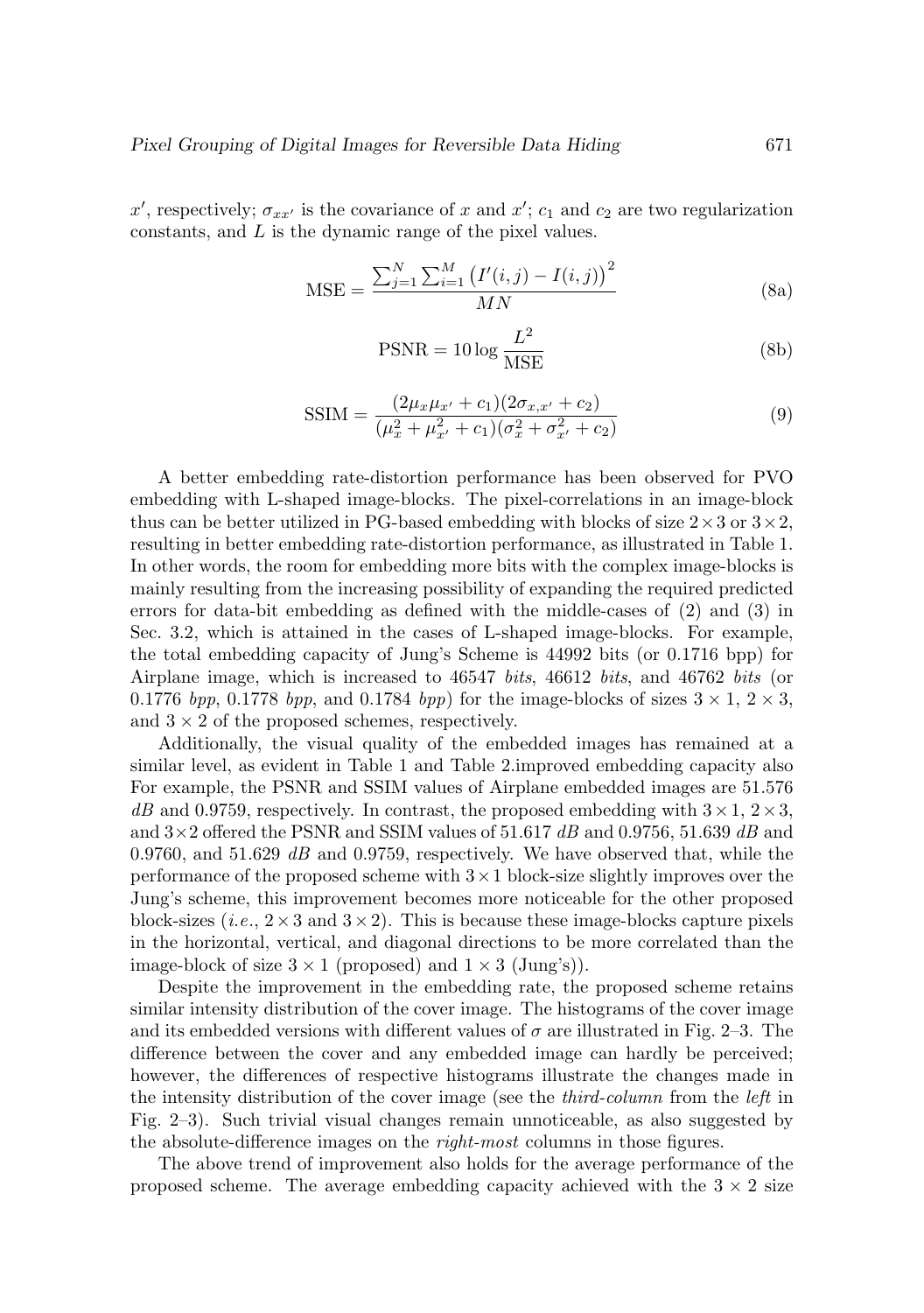$x'$, respectively; $\sigma_{xx'}$ is the covariance of $x$ and $x'$; $c_1$ and $c_2$ are two regularization constants, and $L$ is the dynamic range of the pixel values.

$$\text{MSE} = \frac{\sum_{j=1}^{N} \sum_{i=1}^{M} \left( I'(i,j) - I(i,j) \right)^2}{MN} \tag{8a}$$

$$\text{PSNR} = 10 \log \frac{L^2}{\text{MSE}} \tag{8b}$$

$$\text{SSIM} = \frac{(2\mu_x \mu_{x'} + c_1)(2\sigma_{x,x'} + c_2)}{(\mu_x^2 + \mu_{x'}^2 + c_1)(\sigma_x^2 + \sigma_{x'}^2 + c_2)} \tag{9}$$

A better embedding rate-distortion performance has been observed for PVO embedding with L-shaped image-blocks. The pixel-correlations in an image-block thus can be better utilized in PG-based embedding with blocks of size $2 \times 3$ or $3 \times 2$, resulting in better embedding rate-distortion performance, as illustrated in Table 1. In other words, the room for embedding more bits with the complex image-blocks is mainly resulting from the increasing possibility of expanding the required predicted errors for data-bit embedding as defined with the middle-cases of (2) and (3) in Sec. 3.2, which is attained in the cases of L-shaped image-blocks. For example, the total embedding capacity of Jung's Scheme is 44992 bits (or 0.1716 bpp) for Airplane image, which is increased to 46547 *bits*, 46612 *bits*, and 46762 *bits* (or 0.1776 *bpp*, 0.1778 *bpp*, and 0.1784 *bpp*) for the image-blocks of sizes $3 \times 1$, $2 \times 3$, and $3 \times 2$ of the proposed schemes, respectively.

Additionally, the visual quality of the embedded images has remained at a similar level, as evident in Table 1 and Table 2.improved embedding capacity also For example, the PSNR and SSIM values of Airplane embedded images are 51.576 *dB* and 0.9759, respectively. In contrast, the proposed embedding with $3 \times 1$, $2 \times 3$, and $3 \times 2$ offered the PSNR and SSIM values of 51.617 *dB* and 0.9756, 51.639 *dB* and 0.9760, and 51.629 *dB* and 0.9759, respectively. We have observed that, while the performance of the proposed scheme with $3 \times 1$ block-size slightly improves over the Jung's scheme, this improvement becomes more noticeable for the other proposed block-sizes (*i.e.*, $2 \times 3$ and $3 \times 2$). This is because these image-blocks capture pixels in the horizontal, vertical, and diagonal directions to be more correlated than the image-block of size $3 \times 1$ (proposed) and $1 \times 3$ (Jung's)).

Despite the improvement in the embedding rate, the proposed scheme retains similar intensity distribution of the cover image. The histograms of the cover image and its embedded versions with different values of $\sigma$ are illustrated in Fig. 2–3. The difference between the cover and any embedded image can hardly be perceived; however, the differences of respective histograms illustrate the changes made in the intensity distribution of the cover image (see the *third-column* from the *left* in Fig. 2–3). Such trivial visual changes remain unnoticeable, as also suggested by the absolute-difference images on the *right-most* columns in those figures.

The above trend of improvement also holds for the average performance of the proposed scheme. The average embedding capacity achieved with the $3 \times 2$ size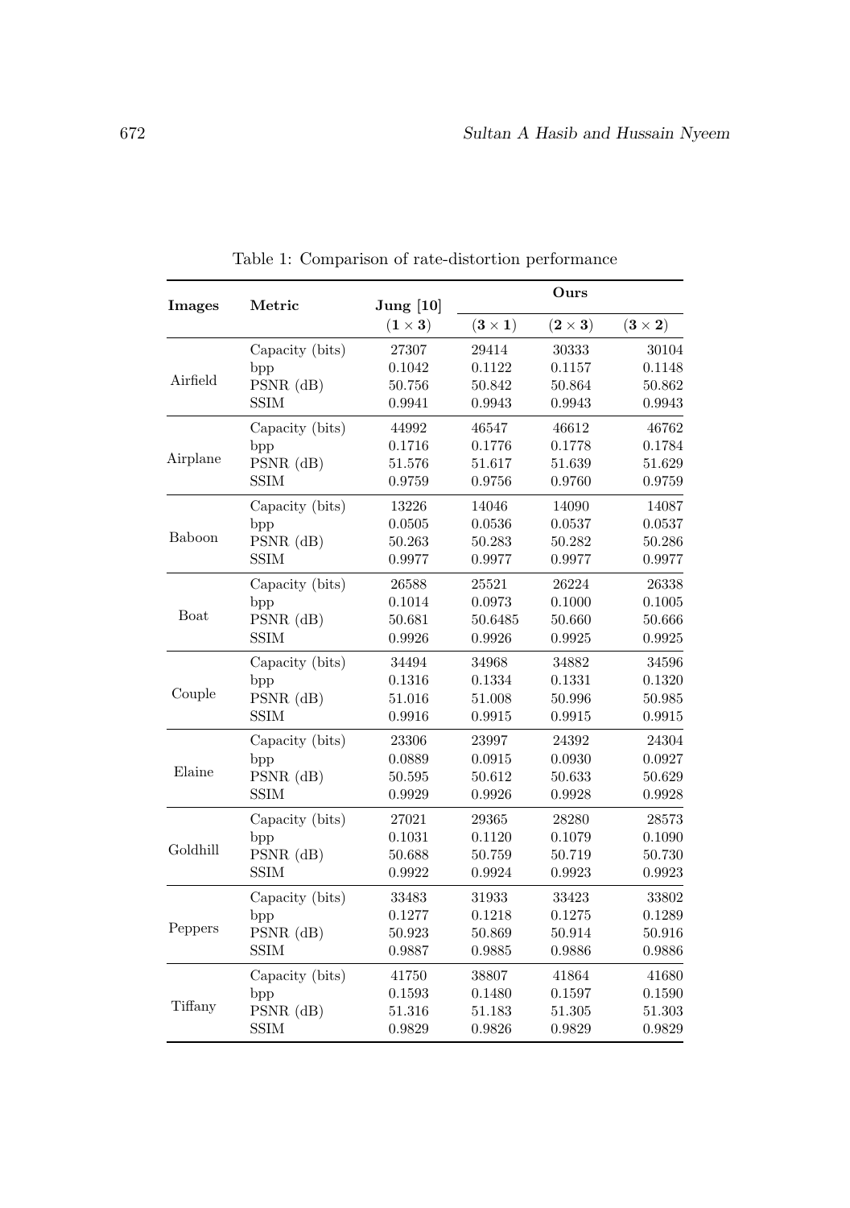Table 1: Comparison of rate-distortion performance

| Images | Metric | Jung [10] | Ours | | |
|---|---|---|---|---|---|
| | | $(1 \times 3)$ | $(3 \times 1)$ | $(2 \times 3)$ | $(3 \times 2)$ |
| Airfield | Capacity (bits) | 27307 | 29414 | 30333 | 30104 |
| | bpp | 0.1042 | 0.1122 | 0.1157 | 0.1148 |
| | PSNR (dB) | 50.756 | 50.842 | 50.864 | 50.862 |
| | SSIM | 0.9941 | 0.9943 | 0.9943 | 0.9943 |
| Airplane | Capacity (bits) | 44992 | 46547 | 46612 | 46762 |
| | bpp | 0.1716 | 0.1776 | 0.1778 | 0.1784 |
| | PSNR (dB) | 51.576 | 51.617 | 51.639 | 51.629 |
| | SSIM | 0.9759 | 0.9756 | 0.9760 | 0.9759 |
| Baboon | Capacity (bits) | 13226 | 14046 | 14090 | 14087 |
| | bpp | 0.0505 | 0.0536 | 0.0537 | 0.0537 |
| | PSNR (dB) | 50.263 | 50.283 | 50.282 | 50.286 |
| | SSIM | 0.9977 | 0.9977 | 0.9977 | 0.9977 |
| Boat | Capacity (bits) | 26588 | 25521 | 26224 | 26338 |
| | bpp | 0.1014 | 0.0973 | 0.1000 | 0.1005 |
| | PSNR (dB) | 50.681 | 50.6485 | 50.660 | 50.666 |
| | SSIM | 0.9926 | 0.9926 | 0.9925 | 0.9925 |
| Couple | Capacity (bits) | 34494 | 34968 | 34882 | 34596 |
| | bpp | 0.1316 | 0.1334 | 0.1331 | 0.1320 |
| | PSNR (dB) | 51.016 | 51.008 | 50.996 | 50.985 |
| | SSIM | 0.9916 | 0.9915 | 0.9915 | 0.9915 |
| Elaine | Capacity (bits) | 23306 | 23997 | 24392 | 24304 |
| | bpp | 0.0889 | 0.0915 | 0.0930 | 0.0927 |
| | PSNR (dB) | 50.595 | 50.612 | 50.633 | 50.629 |
| | SSIM | 0.9929 | 0.9926 | 0.9928 | 0.9928 |
| Goldhill | Capacity (bits) | 27021 | 29365 | 28280 | 28573 |
| | bpp | 0.1031 | 0.1120 | 0.1079 | 0.1090 |
| | PSNR (dB) | 50.688 | 50.759 | 50.719 | 50.730 |
| | SSIM | 0.9922 | 0.9924 | 0.9923 | 0.9923 |
| Peppers | Capacity (bits) | 33483 | 31933 | 33423 | 33802 |
| | bpp | 0.1277 | 0.1218 | 0.1275 | 0.1289 |
| | PSNR (dB) | 50.923 | 50.869 | 50.914 | 50.916 |
| | SSIM | 0.9887 | 0.9885 | 0.9886 | 0.9886 |
| Tiffany | Capacity (bits) | 41750 | 38807 | 41864 | 41680 |
| | bpp | 0.1593 | 0.1480 | 0.1597 | 0.1590 |
| | PSNR (dB) | 51.316 | 51.183 | 51.305 | 51.303 |
| | SSIM | 0.9829 | 0.9826 | 0.9829 | 0.9829 |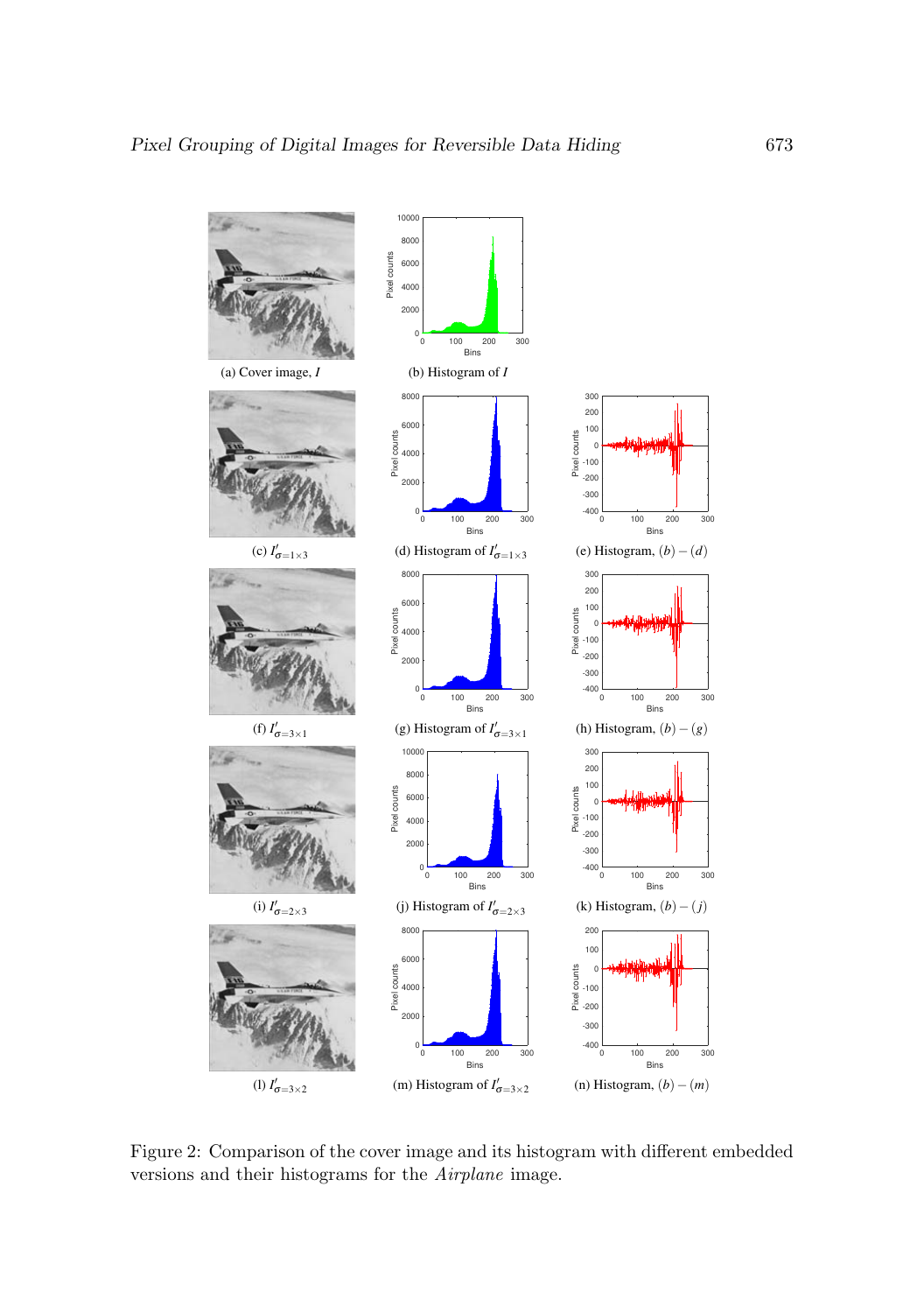(a) Cover image, $I$

(b) Histogram of $I$

(c) $I'_{\sigma=1\times3}$

(d) Histogram of $I'_{\sigma=1\times3}$

(e) Histogram, $(b)-(d)$

(f) $I'_{\sigma=3\times1}$

(g) Histogram of $I'_{\sigma=3\times1}$

(h) Histogram, $(b)-(g)$

(i) $I'_{\sigma=2\times3}$

(j) Histogram of $I'_{\sigma=2\times3}$

(k) Histogram, $(b)-(j)$

(l) $I'_{\sigma=3\times2}$

(m) Histogram of $I'_{\sigma=3\times2}$

(n) Histogram, $(b)-(m)$

Figure 2: Comparison of the cover image and its histogram with different embedded versions and their histograms for the *Airplane* image.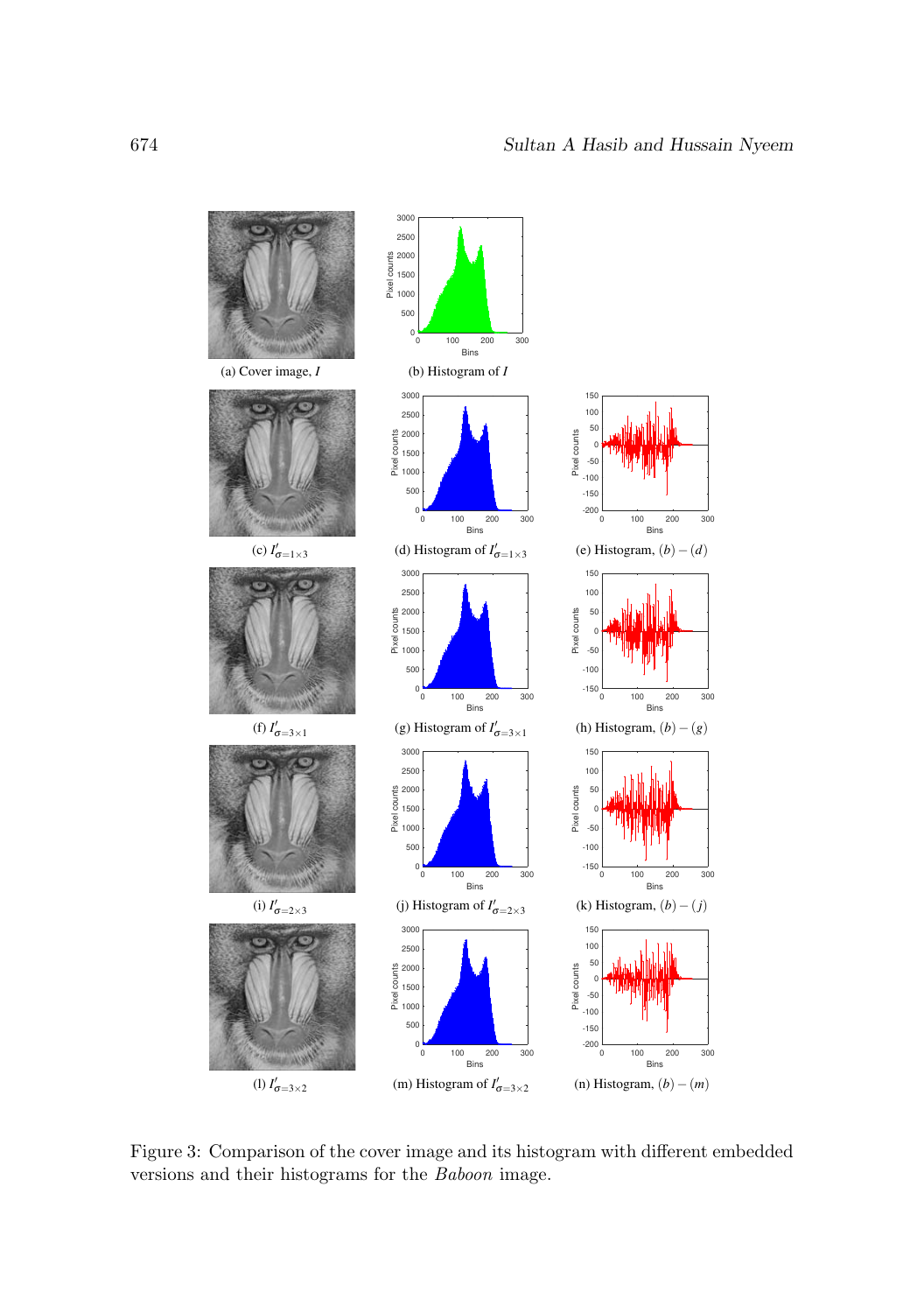(a) Cover image, $I$

(b) Histogram of $I$

(c) $I'_{\sigma=1\times3}$

(d) Histogram of $I'_{\sigma=1\times3}$

(e) Histogram, $(b)-(d)$

(f) $I'_{\sigma=3\times1}$

(g) Histogram of $I'_{\sigma=3\times1}$

(h) Histogram, $(b)-(g)$

(i) $I'_{\sigma=2\times3}$

(j) Histogram of $I'_{\sigma=2\times3}$

(k) Histogram, $(b)-(j)$

(l) $I'_{\sigma=3\times2}$

(m) Histogram of $I'_{\sigma=3\times2}$

(n) Histogram, $(b)-(m)$

Figure 3: Comparison of the cover image and its histogram with different embedded versions and their histograms for the *Baboon* image.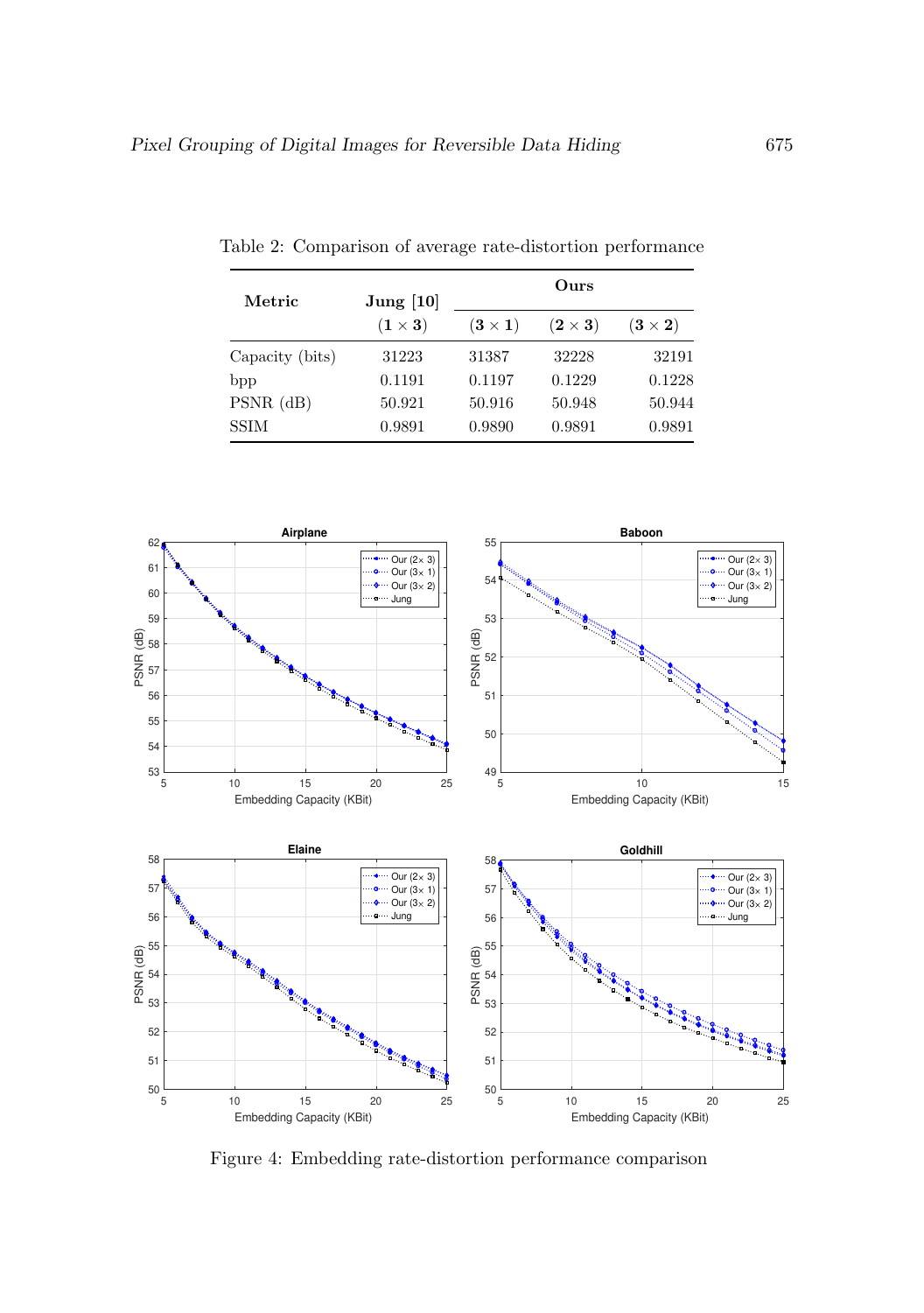Table 2: Comparison of average rate-distortion performance

| Metric | Jung [10] | Ours | | |
|---|---|---|---|---|
| | $(1 \times 3)$ | $(3 \times 1)$ | $(2 \times 3)$ | $(3 \times 2)$ |
| Capacity (bits) | 31223 | 31387 | 32228 | 32191 |
| bpp | 0.1191 | 0.1197 | 0.1229 | 0.1228 |
| PSNR (dB) | 50.921 | 50.916 | 50.948 | 50.944 |
| SSIM | 0.9891 | 0.9890 | 0.9891 | 0.9891 |

Figure 4: Embedding rate-distortion performance comparison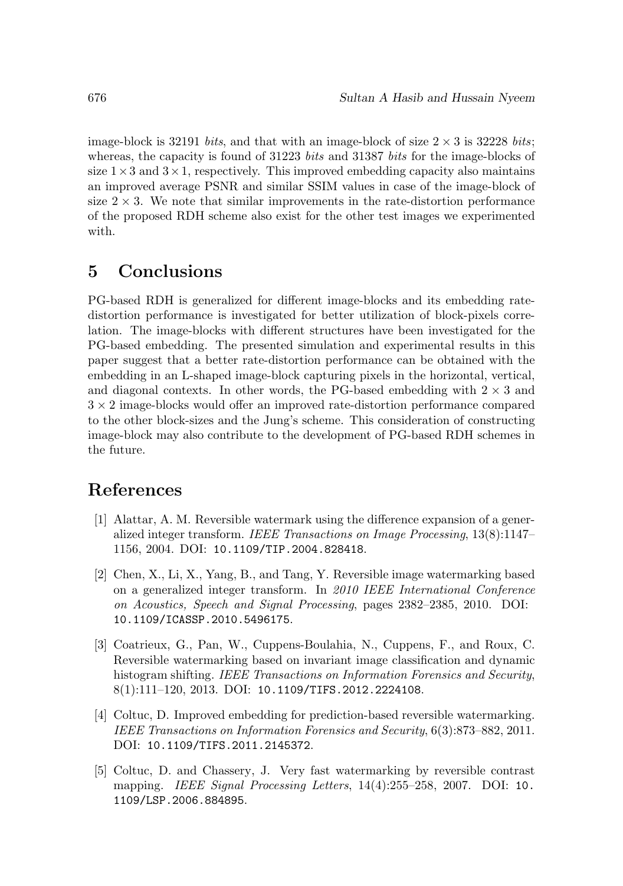image-block is 32191 *bits*, and that with an image-block of size $2 \times 3$ is 32228 *bits*; whereas, the capacity is found of 31223 *bits* and 31387 *bits* for the image-blocks of size $1 \times 3$ and $3 \times 1$, respectively. This improved embedding capacity also maintains an improved average PSNR and similar SSIM values in case of the image-block of size $2 \times 3$. We note that similar improvements in the rate-distortion performance of the proposed RDH scheme also exist for the other test images we experimented with.

## 5 Conclusions

PG-based RDH is generalized for different image-blocks and its embedding rate-distortion performance is investigated for better utilization of block-pixels correlation. The image-blocks with different structures have been investigated for the PG-based embedding. The presented simulation and experimental results in this paper suggest that a better rate-distortion performance can be obtained with the embedding in an L-shaped image-block capturing pixels in the horizontal, vertical, and diagonal contexts. In other words, the PG-based embedding with $2 \times 3$ and $3 \times 2$ image-blocks would offer an improved rate-distortion performance compared to the other block-sizes and the Jung's scheme. This consideration of constructing image-block may also contribute to the development of PG-based RDH schemes in the future.

## References

[1] Alattar, A. M. Reversible watermark using the difference expansion of a generalized integer transform. *IEEE Transactions on Image Processing*, 13(8):1147–1156, 2004. DOI: 10.1109/TIP.2004.828418.

[2] Chen, X., Li, X., Yang, B., and Tang, Y. Reversible image watermarking based on a generalized integer transform. In *2010 IEEE International Conference on Acoustics, Speech and Signal Processing*, pages 2382–2385, 2010. DOI: 10.1109/ICASSP.2010.5496175.

[3] Coatrieux, G., Pan, W., Cuppens-Boulahia, N., Cuppens, F., and Roux, C. Reversible watermarking based on invariant image classification and dynamic histogram shifting. *IEEE Transactions on Information Forensics and Security*, 8(1):111–120, 2013. DOI: 10.1109/TIFS.2012.2224108.

[4] Coltuc, D. Improved embedding for prediction-based reversible watermarking. *IEEE Transactions on Information Forensics and Security*, 6(3):873–882, 2011. DOI: 10.1109/TIFS.2011.2145372.

[5] Coltuc, D. and Chassery, J. Very fast watermarking by reversible contrast mapping. *IEEE Signal Processing Letters*, 14(4):255–258, 2007. DOI: 10.1109/LSP.2006.884895.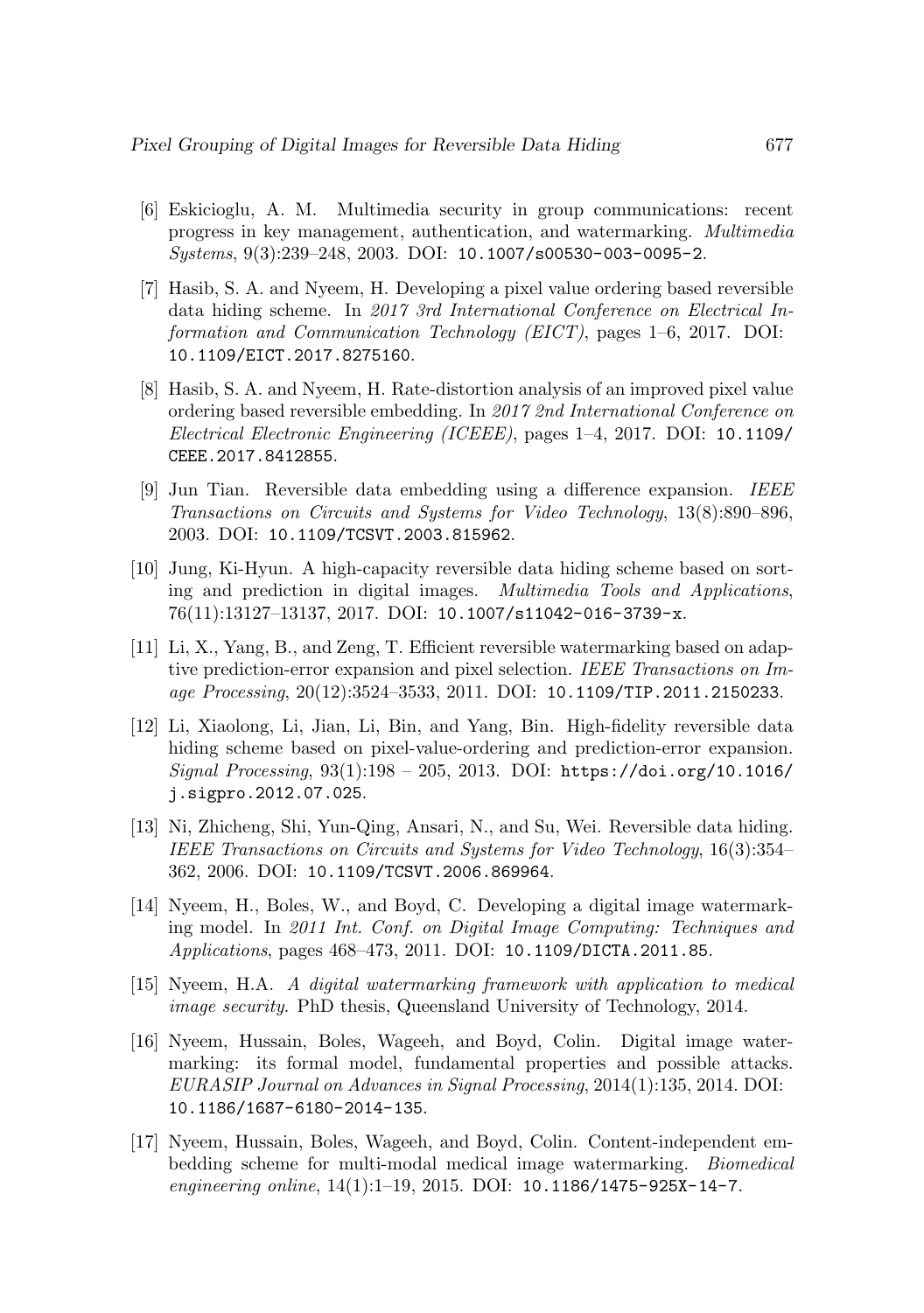[6] Eskicioglu, A. M. Multimedia security in group communications: recent progress in key management, authentication, and watermarking. *Multimedia Systems*, 9(3):239–248, 2003. DOI: 10.1007/s00530-003-0095-2.

[7] Hasib, S. A. and Nyeem, H. Developing a pixel value ordering based reversible data hiding scheme. In *2017 3rd International Conference on Electrical Information and Communication Technology (EICT)*, pages 1–6, 2017. DOI: 10.1109/EICT.2017.8275160.

[8] Hasib, S. A. and Nyeem, H. Rate-distortion analysis of an improved pixel value ordering based reversible embedding. In *2017 2nd International Conference on Electrical Electronic Engineering (ICEEE)*, pages 1–4, 2017. DOI: 10.1109/CEEE.2017.8412855.

[9] Jun Tian. Reversible data embedding using a difference expansion. *IEEE Transactions on Circuits and Systems for Video Technology*, 13(8):890–896, 2003. DOI: 10.1109/TCSVT.2003.815962.

[10] Jung, Ki-Hyun. A high-capacity reversible data hiding scheme based on sorting and prediction in digital images. *Multimedia Tools and Applications*, 76(11):13127–13137, 2017. DOI: 10.1007/s11042-016-3739-x.

[11] Li, X., Yang, B., and Zeng, T. Efficient reversible watermarking based on adaptive prediction-error expansion and pixel selection. *IEEE Transactions on Image Processing*, 20(12):3524–3533, 2011. DOI: 10.1109/TIP.2011.2150233.

[12] Li, Xiaolong, Li, Jian, Li, Bin, and Yang, Bin. High-fidelity reversible data hiding scheme based on pixel-value-ordering and prediction-error expansion. *Signal Processing*, 93(1):198 – 205, 2013. DOI: https://doi.org/10.1016/j.sigpro.2012.07.025.

[13] Ni, Zhicheng, Shi, Yun-Qing, Ansari, N., and Su, Wei. Reversible data hiding. *IEEE Transactions on Circuits and Systems for Video Technology*, 16(3):354–362, 2006. DOI: 10.1109/TCSVT.2006.869964.

[14] Nyeem, H., Boles, W., and Boyd, C. Developing a digital image watermarking model. In *2011 Int. Conf. on Digital Image Computing: Techniques and Applications*, pages 468–473, 2011. DOI: 10.1109/DICTA.2011.85.

[15] Nyeem, H.A. *A digital watermarking framework with application to medical image security*. PhD thesis, Queensland University of Technology, 2014.

[16] Nyeem, Hussain, Boles, Wageeh, and Boyd, Colin. Digital image watermarking: its formal model, fundamental properties and possible attacks. *EURASIP Journal on Advances in Signal Processing*, 2014(1):135, 2014. DOI: 10.1186/1687-6180-2014-135.

[17] Nyeem, Hussain, Boles, Wageeh, and Boyd, Colin. Content-independent embedding scheme for multi-modal medical image watermarking. *Biomedical engineering online*, 14(1):1–19, 2015. DOI: 10.1186/1475-925X-14-7.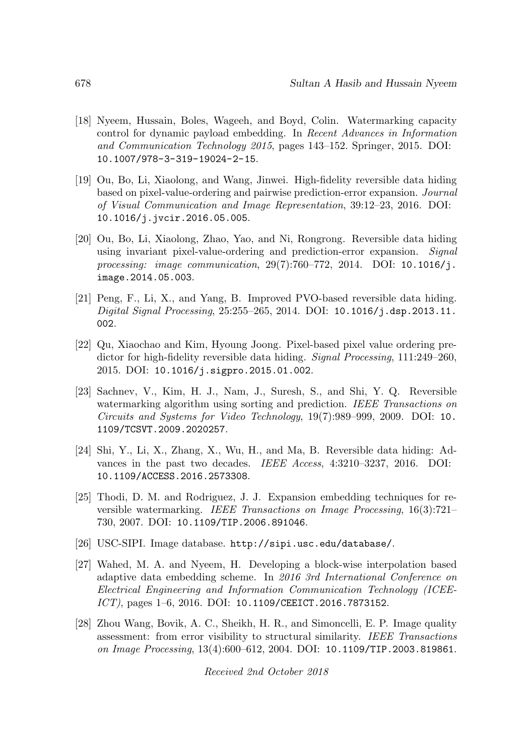[18] Nyeem, Hussain, Boles, Wageeh, and Boyd, Colin. Watermarking capacity control for dynamic payload embedding. In *Recent Advances in Information and Communication Technology 2015*, pages 143–152. Springer, 2015. DOI: 10.1007/978-3-319-19024-2-15.

[19] Ou, Bo, Li, Xiaolong, and Wang, Jinwei. High-fidelity reversible data hiding based on pixel-value-ordering and pairwise prediction-error expansion. *Journal of Visual Communication and Image Representation*, 39:12–23, 2016. DOI: 10.1016/j.jvcir.2016.05.005.

[20] Ou, Bo, Li, Xiaolong, Zhao, Yao, and Ni, Rongrong. Reversible data hiding using invariant pixel-value-ordering and prediction-error expansion. *Signal processing: image communication*, 29(7):760–772, 2014. DOI: 10.1016/j.image.2014.05.003.

[21] Peng, F., Li, X., and Yang, B. Improved PVO-based reversible data hiding. *Digital Signal Processing*, 25:255–265, 2014. DOI: 10.1016/j.dsp.2013.11.002.

[22] Qu, Xiaochao and Kim, Hyoung Joong. Pixel-based pixel value ordering predictor for high-fidelity reversible data hiding. *Signal Processing*, 111:249–260, 2015. DOI: 10.1016/j.sigpro.2015.01.002.

[23] Sachnev, V., Kim, H. J., Nam, J., Suresh, S., and Shi, Y. Q. Reversible watermarking algorithm using sorting and prediction. *IEEE Transactions on Circuits and Systems for Video Technology*, 19(7):989–999, 2009. DOI: 10.1109/TCSVT.2009.2020257.

[24] Shi, Y., Li, X., Zhang, X., Wu, H., and Ma, B. Reversible data hiding: Advances in the past two decades. *IEEE Access*, 4:3210–3237, 2016. DOI: 10.1109/ACCESS.2016.2573308.

[25] Thodi, D. M. and Rodriguez, J. J. Expansion embedding techniques for reversible watermarking. *IEEE Transactions on Image Processing*, 16(3):721–730, 2007. DOI: 10.1109/TIP.2006.891046.

[26] USC-SIPI. Image database. http://sipi.usc.edu/database/.

[27] Wahed, M. A. and Nyeem, H. Developing a block-wise interpolation based adaptive data embedding scheme. In *2016 3rd International Conference on Electrical Engineering and Information Communication Technology (ICEEICT)*, pages 1–6, 2016. DOI: 10.1109/CEEICT.2016.7873152.

[28] Zhou Wang, Bovik, A. C., Sheikh, H. R., and Simoncelli, E. P. Image quality assessment: from error visibility to structural similarity. *IEEE Transactions on Image Processing*, 13(4):600–612, 2004. DOI: 10.1109/TIP.2003.819861.

*Received 2nd October 2018*